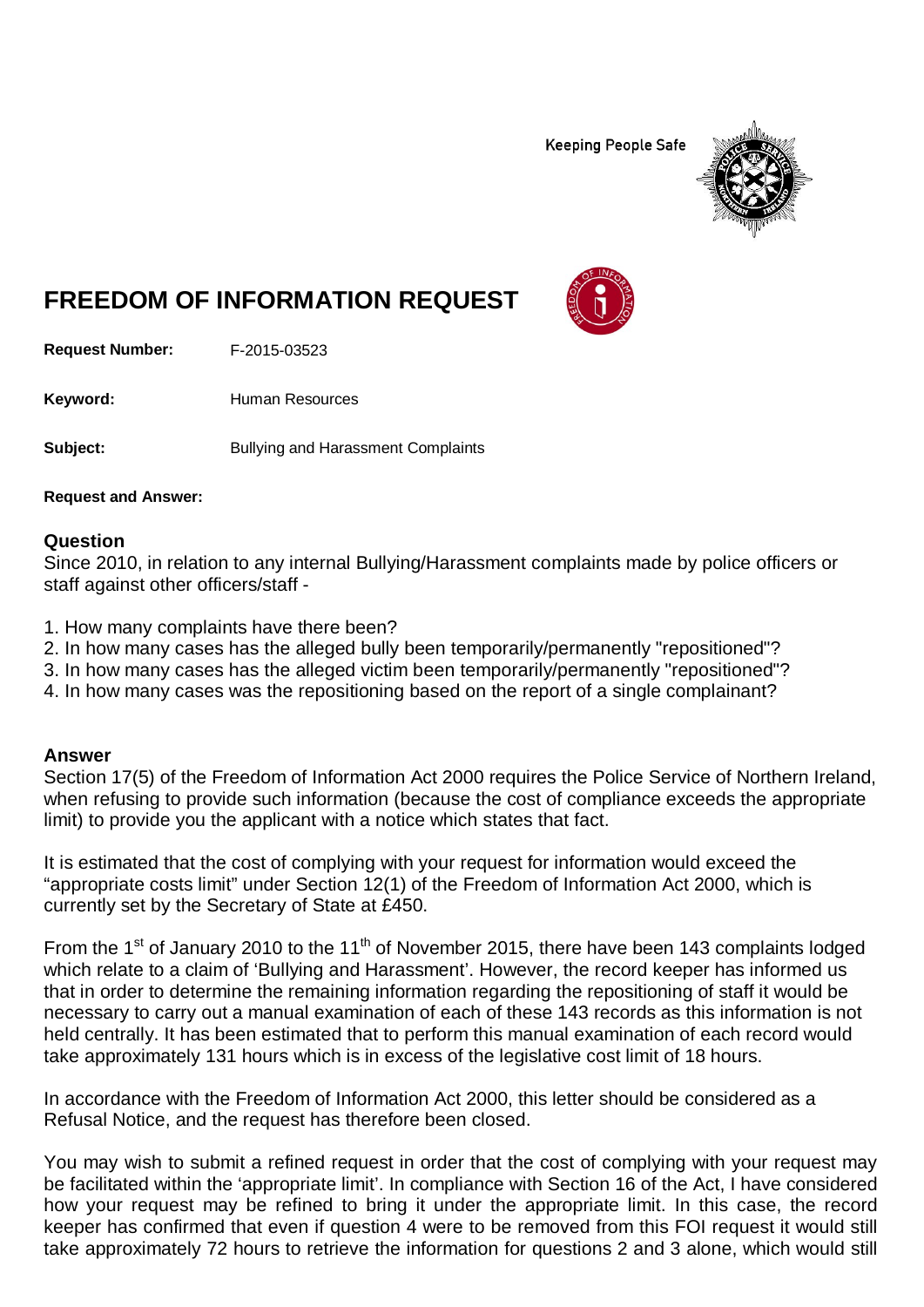Keeping People Safe

# FREEDOM OF INFORMATION REQUEST

**Request Number:** F-2015-03523

**Keyword:** Human Resources

**Subject:** Bullying and Harassment Complaints

**Request and Answer:**

## Question

Since 2010, in relation to any internal Bullying/Harassment complaints made by police officers or staff against other officers/staff -

1. How many complaints have there been?
2. In how many cases has the alleged bully been temporarily/permanently "repositioned"?
3. In how many cases has the alleged victim been temporarily/permanently "repositioned"?
4. In how many cases was the repositioning based on the report of a single complainant?

## Answer

Section 17(5) of the Freedom of Information Act 2000 requires the Police Service of Northern Ireland, when refusing to provide such information (because the cost of compliance exceeds the appropriate limit) to provide you the applicant with a notice which states that fact.

It is estimated that the cost of complying with your request for information would exceed the "appropriate costs limit" under Section 12(1) of the Freedom of Information Act 2000, which is currently set by the Secretary of State at £450.

From the 1st of January 2010 to the 11th of November 2015, there have been 143 complaints lodged which relate to a claim of 'Bullying and Harassment'. However, the record keeper has informed us that in order to determine the remaining information regarding the repositioning of staff it would be necessary to carry out a manual examination of each of these 143 records as this information is not held centrally. It has been estimated that to perform this manual examination of each record would take approximately 131 hours which is in excess of the legislative cost limit of 18 hours.

In accordance with the Freedom of Information Act 2000, this letter should be considered as a Refusal Notice, and the request has therefore been closed.

You may wish to submit a refined request in order that the cost of complying with your request may be facilitated within the 'appropriate limit'. In compliance with Section 16 of the Act, I have considered how your request may be refined to bring it under the appropriate limit. In this case, the record keeper has confirmed that even if question 4 were to be removed from this FOI request it would still take approximately 72 hours to retrieve the information for questions 2 and 3 alone, which would still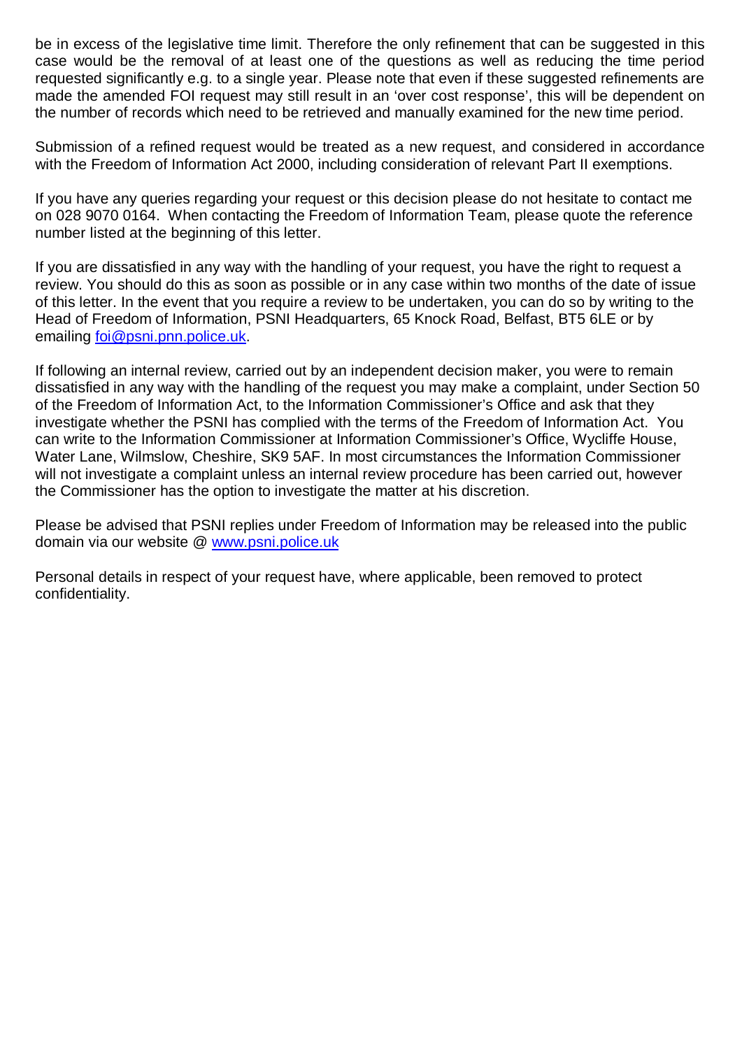be in excess of the legislative time limit. Therefore the only refinement that can be suggested in this case would be the removal of at least one of the questions as well as reducing the time period requested significantly e.g. to a single year. Please note that even if these suggested refinements are made the amended FOI request may still result in an 'over cost response', this will be dependent on the number of records which need to be retrieved and manually examined for the new time period.

Submission of a refined request would be treated as a new request, and considered in accordance with the Freedom of Information Act 2000, including consideration of relevant Part II exemptions.

If you have any queries regarding your request or this decision please do not hesitate to contact me on 028 9070 0164. When contacting the Freedom of Information Team, please quote the reference number listed at the beginning of this letter.

If you are dissatisfied in any way with the handling of your request, you have the right to request a review. You should do this as soon as possible or in any case within two months of the date of issue of this letter. In the event that you require a review to be undertaken, you can do so by writing to the Head of Freedom of Information, PSNI Headquarters, 65 Knock Road, Belfast, BT5 6LE or by emailing foi@psni.pnn.police.uk.

If following an internal review, carried out by an independent decision maker, you were to remain dissatisfied in any way with the handling of the request you may make a complaint, under Section 50 of the Freedom of Information Act, to the Information Commissioner's Office and ask that they investigate whether the PSNI has complied with the terms of the Freedom of Information Act. You can write to the Information Commissioner at Information Commissioner's Office, Wycliffe House, Water Lane, Wilmslow, Cheshire, SK9 5AF. In most circumstances the Information Commissioner will not investigate a complaint unless an internal review procedure has been carried out, however the Commissioner has the option to investigate the matter at his discretion.

Please be advised that PSNI replies under Freedom of Information may be released into the public domain via our website @ www.psni.police.uk

Personal details in respect of your request have, where applicable, been removed to protect confidentiality.